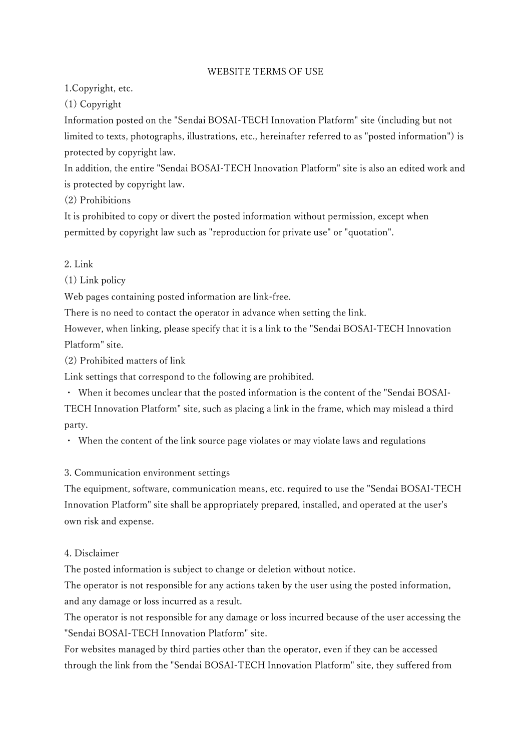# WEBSITE TERMS OF USE

## 1.Copyright, etc.

### (1) Copyright

Information posted on the "Sendai BOSAI-TECH Innovation Platform" site (including but not limited to texts, photographs, illustrations, etc., hereinafter referred to as "posted information") is protected by copyright law.

In addition, the entire "Sendai BOSAI-TECH Innovation Platform" site is also an edited work and is protected by copyright law.

### (2) Prohibitions

It is prohibited to copy or divert the posted information without permission, except when permitted by copyright law such as "reproduction for private use" or "quotation".

## 2. Link

### (1) Link policy

Web pages containing posted information are link-free.

There is no need to contact the operator in advance when setting the link.

However, when linking, please specify that it is a link to the "Sendai BOSAI-TECH Innovation Platform" site.

### (2) Prohibited matters of link

Link settings that correspond to the following are prohibited.

- When it becomes unclear that the posted information is the content of the "Sendai BOSAI-TECH Innovation Platform" site, such as placing a link in the frame, which may mislead a third party.
- When the content of the link source page violates or may violate laws and regulations

## 3. Communication environment settings

The equipment, software, communication means, etc. required to use the "Sendai BOSAI-TECH Innovation Platform" site shall be appropriately prepared, installed, and operated at the user's own risk and expense.

## 4. Disclaimer

The posted information is subject to change or deletion without notice.

The operator is not responsible for any actions taken by the user using the posted information, and any damage or loss incurred as a result.

The operator is not responsible for any damage or loss incurred because of the user accessing the "Sendai BOSAI-TECH Innovation Platform" site.

For websites managed by third parties other than the operator, even if they can be accessed through the link from the "Sendai BOSAI-TECH Innovation Platform" site, they suffered from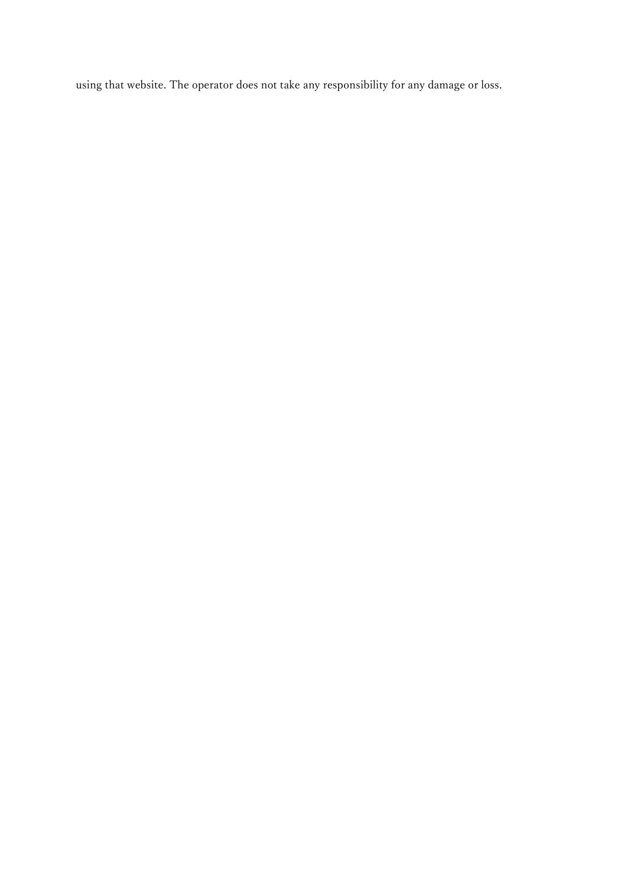using that website. The operator does not take any responsibility for any damage or loss.